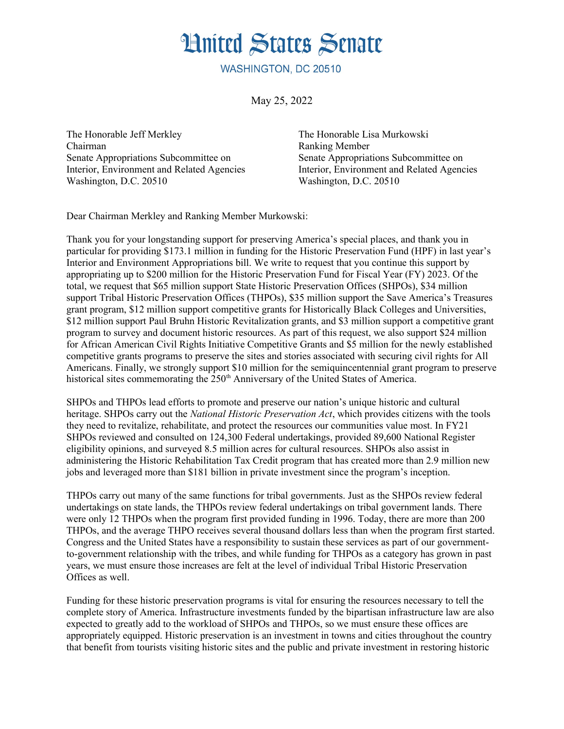# United States Senate

WASHINGTON, DC 20510

May 25, 2022

The Honorable Jeff Merkley
Chairman
Senate Appropriations Subcommittee on
Interior, Environment and Related Agencies
Washington, D.C. 20510

The Honorable Lisa Murkowski
Ranking Member
Senate Appropriations Subcommittee on
Interior, Environment and Related Agencies
Washington, D.C. 20510

Dear Chairman Merkley and Ranking Member Murkowski:

Thank you for your longstanding support for preserving America's special places, and thank you in particular for providing $173.1 million in funding for the Historic Preservation Fund (HPF) in last year's Interior and Environment Appropriations bill. We write to request that you continue this support by appropriating up to $200 million for the Historic Preservation Fund for Fiscal Year (FY) 2023. Of the total, we request that $65 million support State Historic Preservation Offices (SHPOs), $34 million support Tribal Historic Preservation Offices (THPOs), $35 million support the Save America's Treasures grant program, $12 million support competitive grants for Historically Black Colleges and Universities, $12 million support Paul Bruhn Historic Revitalization grants, and $3 million support a competitive grant program to survey and document historic resources. As part of this request, we also support $24 million for African American Civil Rights Initiative Competitive Grants and $5 million for the newly established competitive grants programs to preserve the sites and stories associated with securing civil rights for All Americans. Finally, we strongly support $10 million for the semiquincentennial grant program to preserve historical sites commemorating the 250th Anniversary of the United States of America.

SHPOs and THPOs lead efforts to promote and preserve our nation's unique historic and cultural heritage. SHPOs carry out the *National Historic Preservation Act*, which provides citizens with the tools they need to revitalize, rehabilitate, and protect the resources our communities value most. In FY21 SHPOs reviewed and consulted on 124,300 Federal undertakings, provided 89,600 National Register eligibility opinions, and surveyed 8.5 million acres for cultural resources. SHPOs also assist in administering the Historic Rehabilitation Tax Credit program that has created more than 2.9 million new jobs and leveraged more than $181 billion in private investment since the program's inception.

THPOs carry out many of the same functions for tribal governments. Just as the SHPOs review federal undertakings on state lands, the THPOs review federal undertakings on tribal government lands. There were only 12 THPOs when the program first provided funding in 1996. Today, there are more than 200 THPOs, and the average THPO receives several thousand dollars less than when the program first started. Congress and the United States have a responsibility to sustain these services as part of our government-to-government relationship with the tribes, and while funding for THPOs as a category has grown in past years, we must ensure those increases are felt at the level of individual Tribal Historic Preservation Offices as well.

Funding for these historic preservation programs is vital for ensuring the resources necessary to tell the complete story of America. Infrastructure investments funded by the bipartisan infrastructure law are also expected to greatly add to the workload of SHPOs and THPOs, so we must ensure these offices are appropriately equipped. Historic preservation is an investment in towns and cities throughout the country that benefit from tourists visiting historic sites and the public and private investment in restoring historic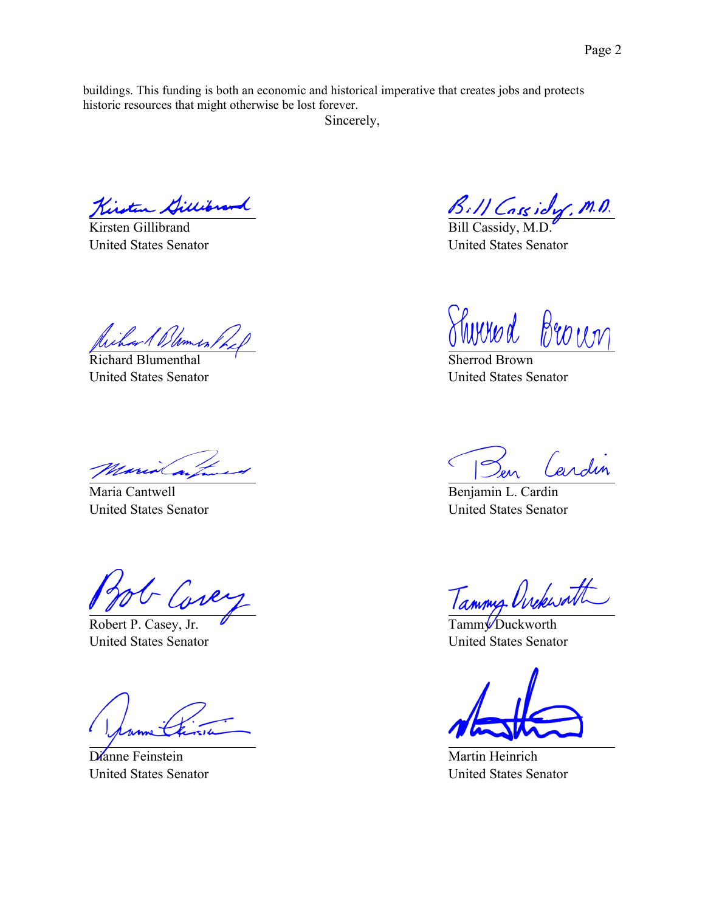buildings. This funding is both an economic and historical imperative that creates jobs and protects historic resources that might otherwise be lost forever.

Sincerely,

Kirsten Gillibrand
United States Senator

Bill Cassidy, M.D.
United States Senator

Richard Blumenthal
United States Senator

Sherrod Brown
United States Senator

Maria Cantwell
United States Senator

Benjamin L. Cardin
United States Senator

Robert P. Casey, Jr.
United States Senator

Tammy Duckworth
United States Senator

Dianne Feinstein
United States Senator

Martin Heinrich
United States Senator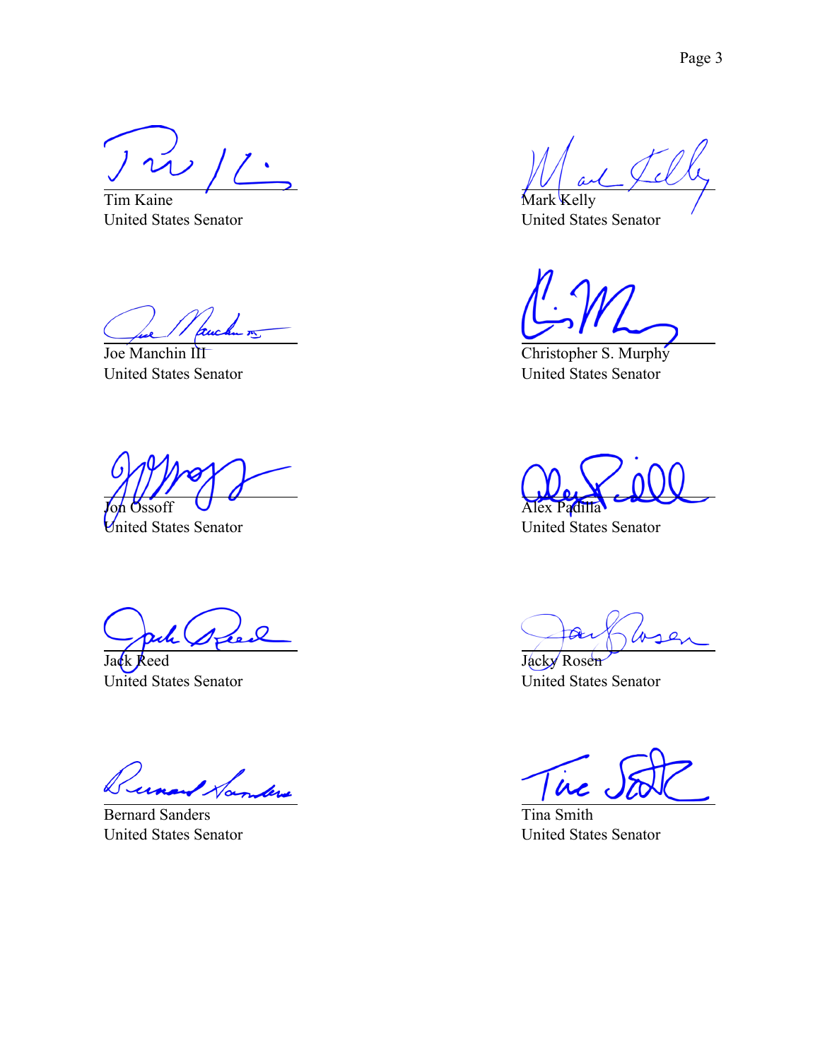Tim Kaine
United States Senator

Mark Kelly
United States Senator

Joe Manchin III
United States Senator

Christopher S. Murphy
United States Senator

Jon Ossoff
United States Senator

Alex Padilla
United States Senator

Jack Reed
United States Senator

Jacky Rosen
United States Senator

Bernard Sanders
United States Senator

Tina Smith
United States Senator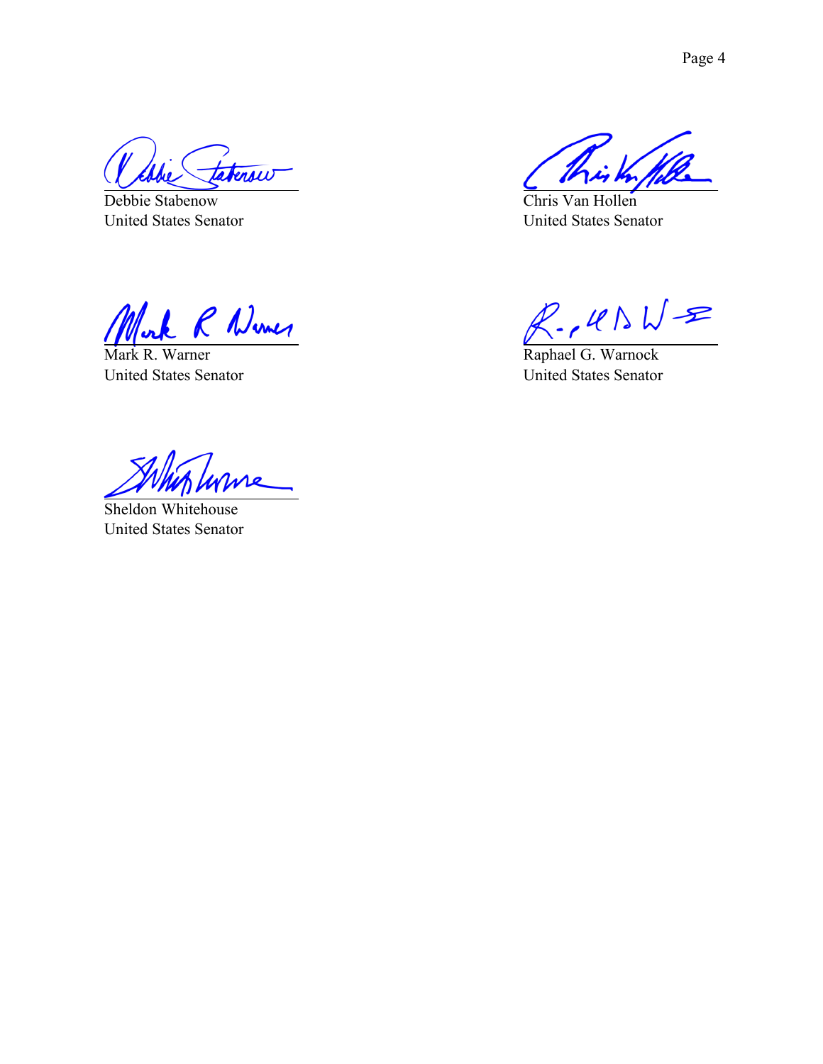Debbie Stabenow
United States Senator

Chris Van Hollen
United States Senator

Mark R. Warner
United States Senator

Raphael G. Warnock
United States Senator

Sheldon Whitehouse
United States Senator